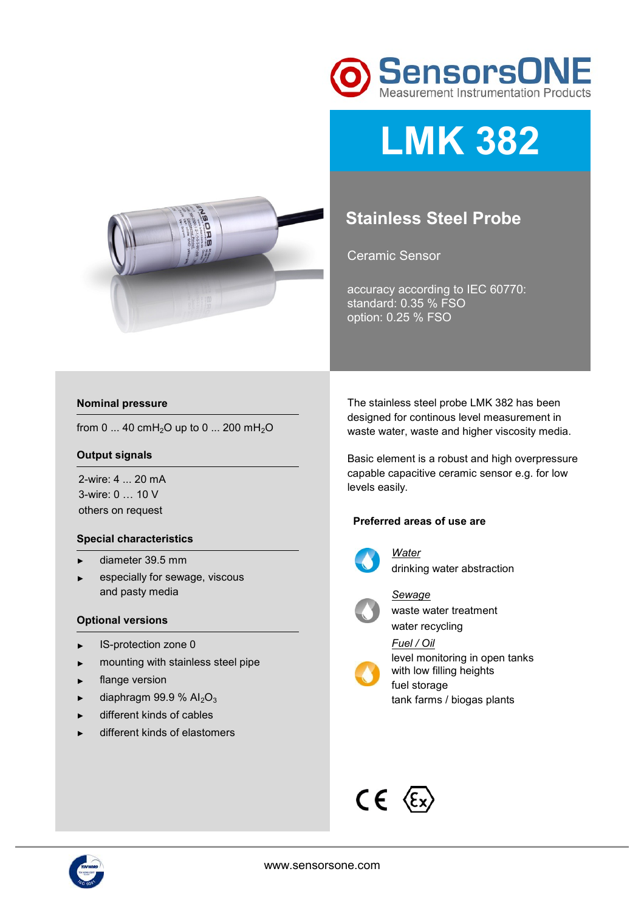SensorsONE
Measurement Instrumentation Products

# LMK 382

## Stainless Steel Probe

Ceramic Sensor

accuracy according to IEC 60770:
standard: 0.35 % FSO
option: 0.25 % FSO

### Nominal pressure

from 0 ... 40 $cmH_2O$ up to 0 ... 200 $mH_2O$

### Output signals

2-wire: 4 ... 20 mA
3-wire: 0 … 10 V
others on request

### Special characteristics

- diameter 39.5 mm
- especially for sewage, viscous and pasty media

### Optional versions

- IS-protection zone 0
- mounting with stainless steel pipe
- flange version
- diaphragm 99.9 % $Al_2O_3$
- different kinds of cables
- different kinds of elastomers

The stainless steel probe LMK 382 has been designed for continous level measurement in waste water, waste and higher viscosity media.

Basic element is a robust and high overpressure capable capacitive ceramic sensor e.g. for low levels easily.

**Preferred areas of use are**

*Water*
drinking water abstraction

*Sewage*
waste water treatment
water recycling

*Fuel / Oil*
level monitoring in open tanks with low filling heights
fuel storage
tank farms / biogas plants

www.sensorsone.com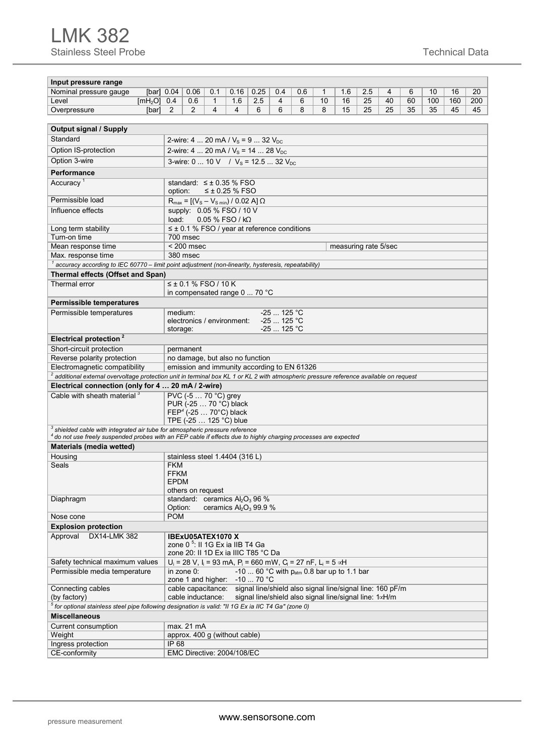# LMK 382

Stainless Steel Probe

Technical Data

| Input pressure range | | | | | | | | | | | | | | | | | |
|---|---|---|---|---|---|---|---|---|---|---|---|---|---|---|---|---|---|
| Nominal pressure gauge | [bar] | 0.04 | 0.06 | 0.1 | 0.16 | 0.25 | 0.4 | 0.6 | 1 | 1.6 | 2.5 | 4 | 6 | 10 | 16 | 20 |
| Level | [$mH_2O$] | 0.4 | 0.6 | 1 | 1.6 | 2.5 | 4 | 6 | 10 | 16 | 25 | 40 | 60 | 100 | 160 | 200 |
| Overpressure | [bar] | 2 | 2 | 4 | 4 | 6 | 6 | 8 | 8 | 15 | 25 | 25 | 35 | 35 | 45 | 45 |

| **Output signal / Supply** | |
|---|---|
| Standard | 2-wire: 4 ... 20 mA / $V_S$ = 9 ... 32 $V_{DC}$ |
| Option IS-protection | 2-wire: 4 ... 20 mA / $V_S$ = 14 ... 28 $V_{DC}$ |
| Option 3-wire | 3-wire: 0 ... 10 V / $V_S$ = 12.5 ... 32 $V_{DC}$ |
| **Performance** | |
| Accuracy [1] | standard: ≤ ± 0.35 % FSO<br>option: ≤ ± 0.25 % FSO |
| Permissible load | $R_{max} = [(V_S - V_{S\,min}) / 0.02\ A]\ \Omega$ |
| Influence effects | supply: 0.05 % FSO / 10 V<br>load: 0.05 % FSO / kΩ |
| Long term stability | ≤ ± 0.1 % FSO / year at reference conditions |
| Turn-on time | 700 msec |
| Mean response time | < 200 msec &nbsp;&nbsp;&nbsp; measuring rate 5/sec |
| Max. response time | 380 msec |
| *[1] accuracy according to IEC 60770 – limit point adjustment (non-linearity, hysteresis, repeatability)* | |
| **Thermal effects (Offset and Span)** | |
| Thermal error | ≤ ± 0.1 % FSO / 10 K<br>in compensated range 0 ... 70 °C |
| **Permissible temperatures** | |
| Permissible temperatures | medium: -25 ... 125 °C<br>electronics / environment: -25 ... 125 °C<br>storage: -25 ... 125 °C |
| **Electrical protection [2]** | |
| Short-circuit protection | permanent |
| Reverse polarity protection | no damage, but also no function |
| Electromagnetic compatibility | emission and immunity according to EN 61326 |
| *[2] additional external overvoltage protection unit in terminal box KL 1 or KL 2 with atmospheric pressure reference available on request* | |
| **Electrical connection (only for 4 … 20 mA / 2-wire)** | |
| Cable with sheath material [3] | PVC (-5 … 70 °C) grey<br>PUR (-25 … 70 °C) black<br>FEP[4] (-25 … 70°C) black<br>TPE (-25 … 125 °C) blue |
| *[3] shielded cable with integrated air tube for atmospheric pressure reference*<br>*[4] do not use freely suspended probes with an FEP cable if effects due to highly charging processes are expected* | |
| **Materials (media wetted)** | |
| Housing | stainless steel 1.4404 (316 L) |
| Seals | FKM<br>FFKM<br>EPDM<br>others on request |
| Diaphragm | standard: ceramics $Al_2O_3$ 96 %<br>Option: ceramics $Al_2O_3$ 99.9 % |
| Nose cone | POM |
| **Explosion protection** | |
| Approval DX14-LMK 382 | **IBExU05ATEX1070 X**<br>zone 0 [5]: II 1G Ex ia IIB T4 Ga<br>zone 20: II 1D Ex ia IIIC T85 °C Da |
| Safety technical maximum values | $U_i$ = 28 V, $I_i$ = 93 mA, $P_i$ = 660 mW, $C_i$ = 27 nF, $L_i$ = 5 µH |
| Permissible media temperature | in zone 0: -10 ... 60 °C with $p_{atm}$ 0.8 bar up to 1.1 bar<br>zone 1 and higher: -10 ... 70 °C |
| Connecting cables<br>(by factory) | cable capacitance: signal line/shield also signal line/signal line: 160 pF/m<br>cable inductance: signal line/shield also signal line/signal line: 1 µH/m |
| *[5] for optional stainless steel pipe following designation is valid: "II 1G Ex ia IIC T4 Ga" (zone 0)* | |
| **Miscellaneous** | |
| Current consumption | max. 21 mA |
| Weight | approx. 400 g (without cable) |
| Ingress protection | IP 68 |
| CE-conformity | EMC Directive: 2004/108/EC |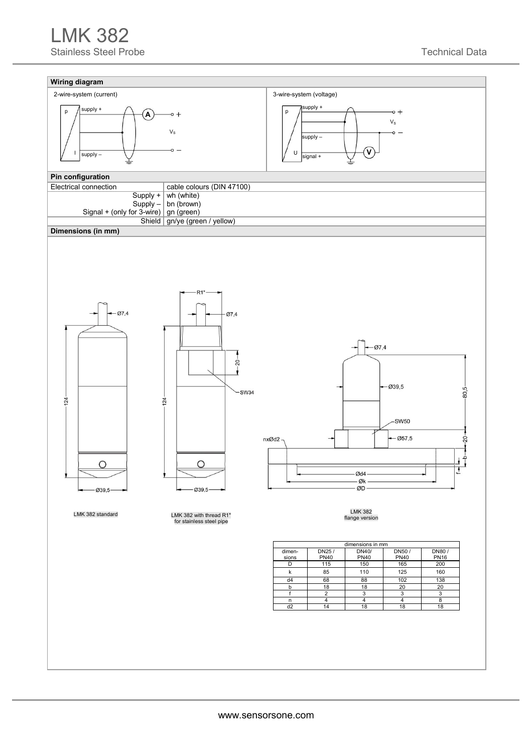## Wiring diagram

2-wire-system (current)

3-wire-system (voltage)

## Pin configuration

| Electrical connection | cable colours (DIN 47100) |
|---|---|
| Supply + | wh (white) |
| Supply – | bn (brown) |
| Signal + (only for 3-wire) | gn (green) |
| Shield | gn/ye (green / yellow) |

## Dimensions (in mm)

LMK 382 standard

LMK 382 with thread R1" for stainless steel pipe

LMK 382 flange version

| dimensions in mm | | | | |
|---|---|---|---|---|
| dimen-sions | DN25 / PN40 | DN40/ PN40 | DN50 / PN40 | DN80 / PN16 |
| D | 115 | 150 | 165 | 200 |
| k | 85 | 110 | 125 | 160 |
| d4 | 68 | 88 | 102 | 138 |
| b | 18 | 18 | 20 | 20 |
| f | 2 | 3 | 3 | 3 |
| n | 4 | 4 | 4 | 8 |
| d2 | 14 | 18 | 18 | 18 |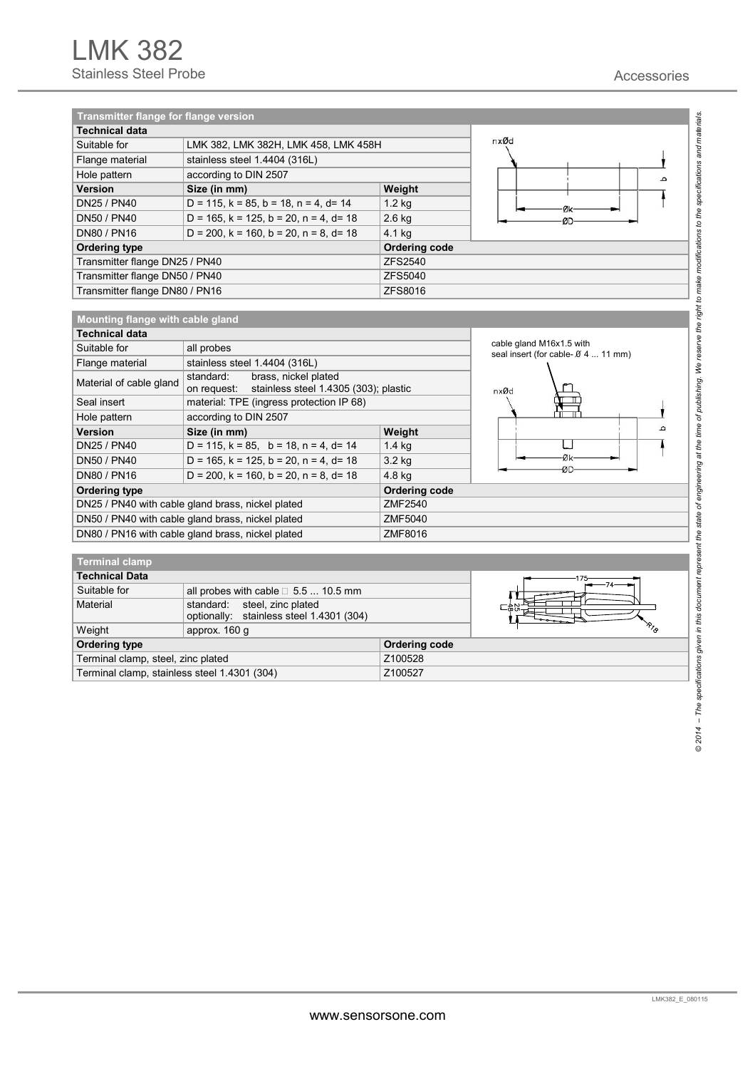# LMK 382

Stainless Steel Probe

Accessories

| Transmitter flange for flange version | | |
|---|---|---|
| **Technical data** | | |
| Suitable for | LMK 382, LMK 382H, LMK 458, LMK 458H | |
| Flange material | stainless steel 1.4404 (316L) | |
| Hole pattern | according to DIN 2507 | |
| **Version** | **Size (in mm)** | **Weight** |
| DN25 / PN40 | D = 115, k = 85, b = 18, n = 4, d= 14 | 1.2 kg |
| DN50 / PN40 | D = 165, k = 125, b = 20, n = 4, d= 18 | 2.6 kg |
| DN80 / PN16 | D = 200, k = 160, b = 20, n = 8, d= 18 | 4.1 kg |
| **Ordering type** | | **Ordering code** |
| Transmitter flange DN25 / PN40 | | ZFS2540 |
| Transmitter flange DN50 / PN40 | | ZFS5040 |
| Transmitter flange DN80 / PN16 | | ZFS8016 |

| Mounting flange with cable gland | | |
|---|---|---|
| **Technical data** | | |
| Suitable for | all probes | |
| Flange material | stainless steel 1.4404 (316L) | |
| Material of cable gland | standard: brass, nickel plated<br>on request: stainless steel 1.4305 (303); plastic | |
| Seal insert | material: TPE (ingress protection IP 68) | |
| Hole pattern | according to DIN 2507 | |
| **Version** | **Size (in mm)** | **Weight** |
| DN25 / PN40 | D = 115, k = 85, b = 18, n = 4, d= 14 | 1.4 kg |
| DN50 / PN40 | D = 165, k = 125, b = 20, n = 4, d= 18 | 3.2 kg |
| DN80 / PN16 | D = 200, k = 160, b = 20, n = 8, d= 18 | 4.8 kg |
| **Ordering type** | | **Ordering code** |
| DN25 / PN40 with cable gland brass, nickel plated | | ZMF2540 |
| DN50 / PN40 with cable gland brass, nickel plated | | ZMF5040 |
| DN80 / PN16 with cable gland brass, nickel plated | | ZMF8016 |

cable gland M16x1.5 with seal insert (for cable- Ø 4 ... 11 mm)

| Terminal clamp | | |
|---|---|---|
| **Technical Data** | | |
| Suitable for | all probes with cable Ø 5.5 ... 10.5 mm | |
| Material | standard: steel, zinc plated<br>optionally: stainless steel 1.4301 (304) | |
| Weight | approx. 160 g | |
| **Ordering type** | | **Ordering code** |
| Terminal clamp, steel, zinc plated | | Z100528 |
| Terminal clamp, stainless steel 1.4301 (304) | | Z100527 |

*© 2014 – The specifications given in this document represent the state of engineering at the time of publishing. We reserve the right to make modifications to the specifications and materials.*

LMK382_E_080115

www.sensorsone.com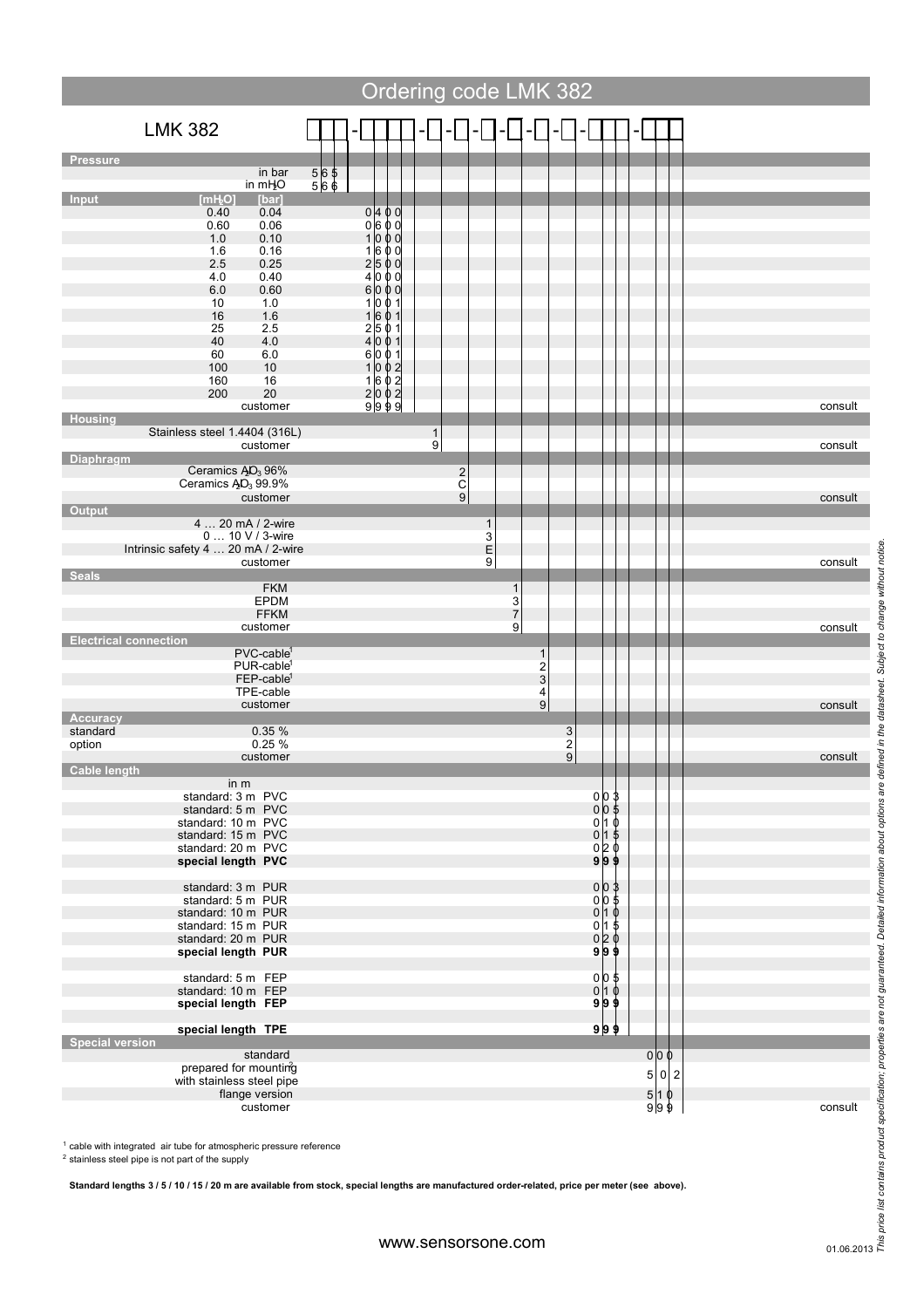# Ordering code LMK 382

LMK 382 ☐☐☐ - ☐☐☐☐ - ☐ - ☐ - ☐ - ☐ - ☐ - ☐ - ☐☐☐ - ☐☐☐

| | | | |
|---|---|---|---|
| **Pressure** | | | |
| in bar | | 5 6 5 | |
| in $mH_2O$ | | 5 6 6 | |
| **Input** | | | |
| $[mH_2O]$ | [bar] | | |
| 0.40 | 0.04 | 0 4 0 0 | |
| 0.60 | 0.06 | 0 6 0 0 | |
| 1.0 | 0.10 | 1 0 0 0 | |
| 1.6 | 0.16 | 1 6 0 0 | |
| 2.5 | 0.25 | 2 5 0 0 | |
| 4.0 | 0.40 | 4 0 0 0 | |
| 6.0 | 0.60 | 6 0 0 0 | |
| 10 | 1.0 | 1 0 0 1 | |
| 16 | 1.6 | 1 6 0 1 | |
| 25 | 2.5 | 2 5 0 1 | |
| 40 | 4.0 | 4 0 0 1 | |
| 60 | 6.0 | 6 0 0 1 | |
| 100 | 10 | 1 0 0 2 | |
| 160 | 16 | 1 6 0 2 | |
| 200 | 20 | 2 0 0 2 | |
| customer | | 9 9 9 9 | consult |
| **Housing** | | | |
| Stainless steel 1.4404 (316L) | | 1 | |
| customer | | 9 | consult |
| **Diaphragm** | | | |
| Ceramics $Al_2O_3$ 96% | | 2 | |
| Ceramics $Al_2O_3$ 99.9% | | C | |
| customer | | 9 | consult |
| **Output** | | | |
| 4 … 20 mA / 2-wire | | 1 | |
| 0 … 10 V / 3-wire | | 3 | |
| Intrinsic safety 4 … 20 mA / 2-wire | | E | |
| customer | | 9 | consult |
| **Seals** | | | |
| FKM | | 1 | |
| EPDM | | 3 | |
| FFKM | | 7 | |
| customer | | 9 | consult |
| **Electrical connection** | | | |
| PVC-cable[1] | | 1 | |
| PUR-cable[1] | | 2 | |
| FEP-cable[1] | | 3 | |
| TPE-cable | | 4 | |
| customer | | 9 | consult |
| **Accuracy** | | | |
| standard | 0.35 % | 3 | |
| option | 0.25 % | 2 | |
| customer | | 9 | consult |
| **Cable length** | | | |
| in m | | | |
| standard: 3 m PVC | | 0 0 3 | |
| standard: 5 m PVC | | 0 0 5 | |
| standard: 10 m PVC | | 0 1 0 | |
| standard: 15 m PVC | | 0 1 5 | |
| standard: 20 m PVC | | 0 2 0 | |
| **special length PVC** | | **9 9 9** | |
| standard: 3 m PUR | | 0 0 3 | |
| standard: 5 m PUR | | 0 0 5 | |
| standard: 10 m PUR | | 0 1 0 | |
| standard: 15 m PUR | | 0 1 5 | |
| standard: 20 m PUR | | 0 2 0 | |
| **special length PUR** | | **9 9 9** | |
| standard: 5 m FEP | | 0 0 5 | |
| standard: 10 m FEP | | 0 1 0 | |
| **special length FEP** | | **9 9 9** | |
| **special length TPE** | | **9 9 9** | |
| **Special version** | | | |
| standard | | 0 0 0 | |
| prepared for mounting[2] with stainless steel pipe | | 5 0 2 | |
| flange version | | 5 1 0 | |
| customer | | 9 9 9 | consult |

[1] cable with integrated air tube for atmospheric pressure reference
[2] stainless steel pipe is not part of the supply

**Standard lengths 3 / 5 / 10 / 15 / 20 m are available from stock, special lengths are manufactured order-related, price per meter (see above).**

*This price list contains product specification; properties are not guaranteed. Detailed information about options are defined in the datasheet. Subject to change without notice.*

www.sensorsone.com

01.06.2013